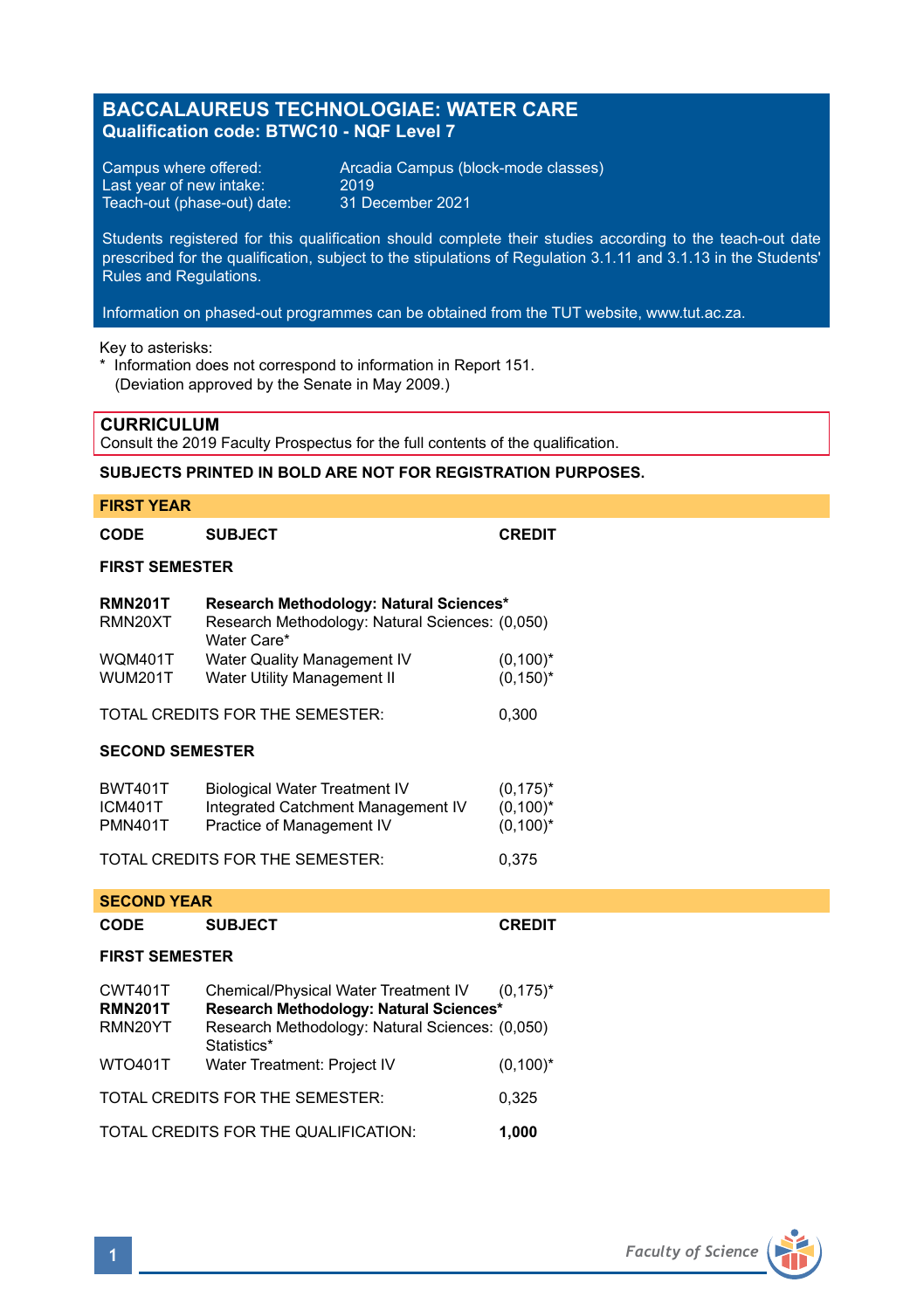# BACCALAUREUS TECHNOLOGIAE: WATER CARE
**Qualification code: BTWC10 - NQF Level 7**

Campus where offered: Arcadia Campus (block-mode classes)
Last year of new intake: 2019
Teach-out (phase-out) date: 31 December 2021

Students registered for this qualification should complete their studies according to the teach-out date prescribed for the qualification, subject to the stipulations of Regulation 3.1.11 and 3.1.13 in the Students' Rules and Regulations.

Information on phased-out programmes can be obtained from the TUT website, www.tut.ac.za.

Key to asterisks:
\* Information does not correspond to information in Report 151. (Deviation approved by the Senate in May 2009.)

## CURRICULUM
Consult the 2019 Faculty Prospectus for the full contents of the qualification.

**SUBJECTS PRINTED IN BOLD ARE NOT FOR REGISTRATION PURPOSES.**

### FIRST YEAR

| CODE | SUBJECT | CREDIT |
|---|---|---|
| **FIRST SEMESTER** | | |
| **RMN201T** | **Research Methodology: Natural Sciences*** | |
| RMN20XT | Research Methodology: Natural Sciences: Water Care* | (0,050) |
| WQM401T | Water Quality Management IV | (0,100)* |
| WUM201T | Water Utility Management II | (0,150)* |
| TOTAL CREDITS FOR THE SEMESTER: | | 0,300 |
| **SECOND SEMESTER** | | |
| BWT401T | Biological Water Treatment IV | (0,175)* |
| ICM401T | Integrated Catchment Management IV | (0,100)* |
| PMN401T | Practice of Management IV | (0,100)* |
| TOTAL CREDITS FOR THE SEMESTER: | | 0,375 |

### SECOND YEAR

| CODE | SUBJECT | CREDIT |
|---|---|---|
| **FIRST SEMESTER** | | |
| CWT401T | Chemical/Physical Water Treatment IV | (0,175)* |
| **RMN201T** | **Research Methodology: Natural Sciences*** | |
| RMN20YT | Research Methodology: Natural Sciences: Statistics* | (0,050) |
| WTO401T | Water Treatment: Project IV | (0,100)* |
| TOTAL CREDITS FOR THE SEMESTER: | | 0,325 |
| TOTAL CREDITS FOR THE QUALIFICATION: | | **1,000** |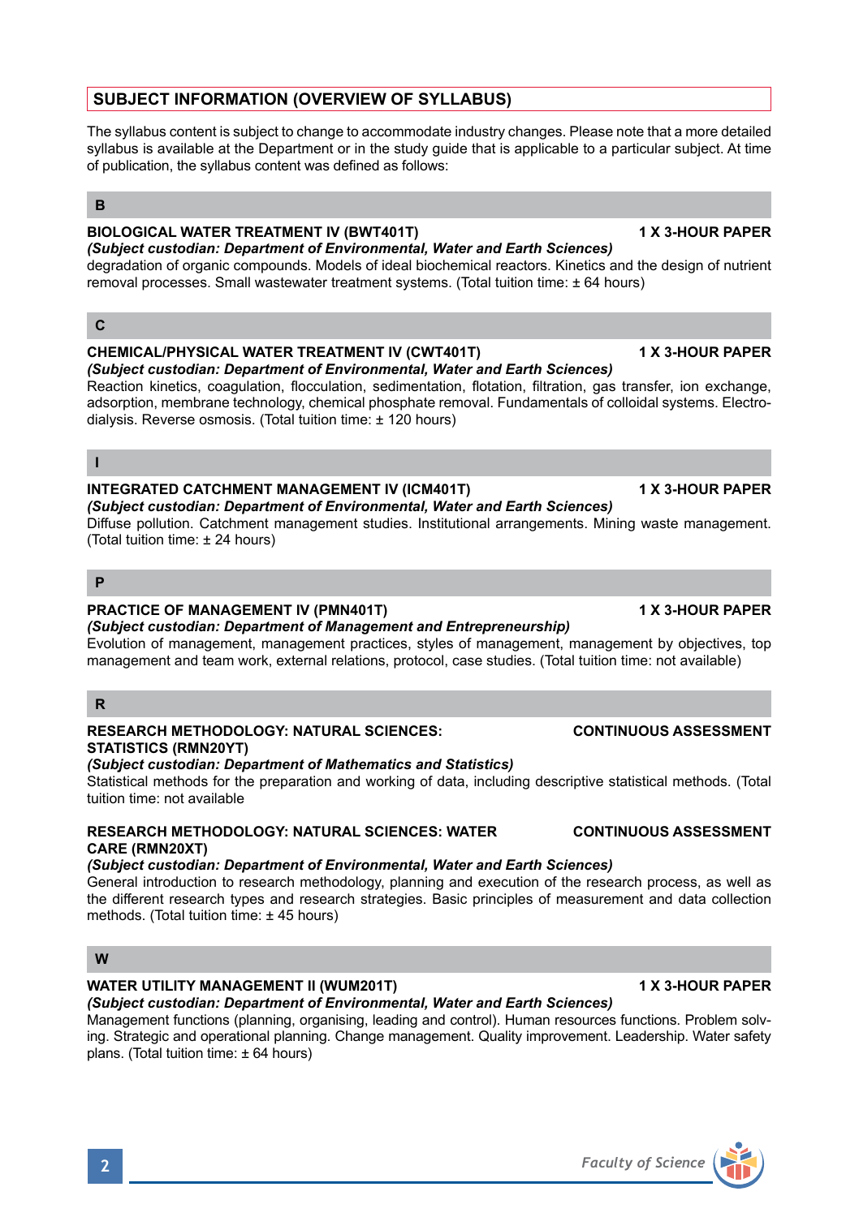## SUBJECT INFORMATION (OVERVIEW OF SYLLABUS)

The syllabus content is subject to change to accommodate industry changes. Please note that a more detailed syllabus is available at the Department or in the study guide that is applicable to a particular subject. At time of publication, the syllabus content was defined as follows:

### B

**BIOLOGICAL WATER TREATMENT IV (BWT401T)** **1 X 3-HOUR PAPER**
***(Subject custodian: Department of Environmental, Water and Earth Sciences)***
degradation of organic compounds. Models of ideal biochemical reactors. Kinetics and the design of nutrient removal processes. Small wastewater treatment systems. (Total tuition time: ± 64 hours)

### C

**CHEMICAL/PHYSICAL WATER TREATMENT IV (CWT401T)** **1 X 3-HOUR PAPER**
***(Subject custodian: Department of Environmental, Water and Earth Sciences)***
Reaction kinetics, coagulation, flocculation, sedimentation, flotation, filtration, gas transfer, ion exchange, adsorption, membrane technology, chemical phosphate removal. Fundamentals of colloidal systems. Electro-dialysis. Reverse osmosis. (Total tuition time: ± 120 hours)

### I

**INTEGRATED CATCHMENT MANAGEMENT IV (ICM401T)** **1 X 3-HOUR PAPER**
***(Subject custodian: Department of Environmental, Water and Earth Sciences)***
Diffuse pollution. Catchment management studies. Institutional arrangements. Mining waste management. (Total tuition time: ± 24 hours)

### P

**PRACTICE OF MANAGEMENT IV (PMN401T)** **1 X 3-HOUR PAPER**
***(Subject custodian: Department of Management and Entrepreneurship)***
Evolution of management, management practices, styles of management, management by objectives, top management and team work, external relations, protocol, case studies. (Total tuition time: not available)

### R

**RESEARCH METHODOLOGY: NATURAL SCIENCES: STATISTICS (RMN20YT)** **CONTINUOUS ASSESSMENT**
***(Subject custodian: Department of Mathematics and Statistics)***
Statistical methods for the preparation and working of data, including descriptive statistical methods. (Total tuition time: not available

**RESEARCH METHODOLOGY: NATURAL SCIENCES: WATER CARE (RMN20XT)** **CONTINUOUS ASSESSMENT**
***(Subject custodian: Department of Environmental, Water and Earth Sciences)***
General introduction to research methodology, planning and execution of the research process, as well as the different research types and research strategies. Basic principles of measurement and data collection methods. (Total tuition time: ± 45 hours)

### W

**WATER UTILITY MANAGEMENT II (WUM201T)** **1 X 3-HOUR PAPER**
***(Subject custodian: Department of Environmental, Water and Earth Sciences)***
Management functions (planning, organising, leading and control). Human resources functions. Problem solving. Strategic and operational planning. Change management. Quality improvement. Leadership. Water safety plans. (Total tuition time: ± 64 hours)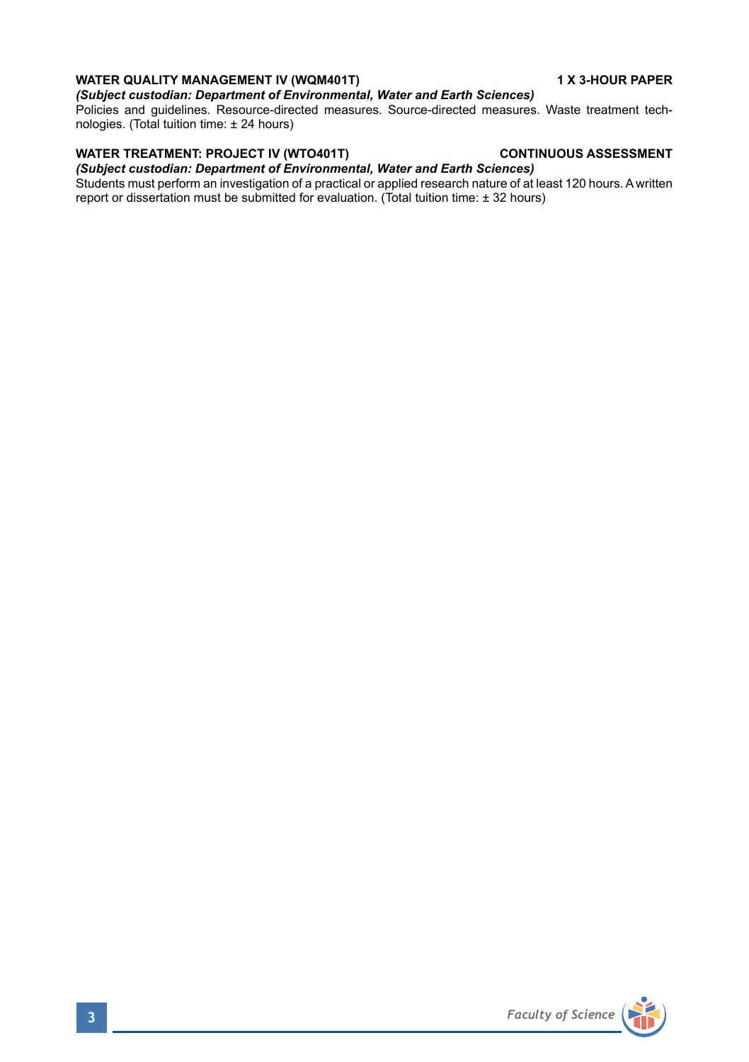**WATER QUALITY MANAGEMENT IV (WQM401T) 1 X 3-HOUR PAPER**

***(Subject custodian: Department of Environmental, Water and Earth Sciences)***

Policies and guidelines. Resource-directed measures. Source-directed measures. Waste treatment technologies. (Total tuition time: ± 24 hours)

**WATER TREATMENT: PROJECT IV (WTO401T) CONTINUOUS ASSESSMENT**

***(Subject custodian: Department of Environmental, Water and Earth Sciences)***

Students must perform an investigation of a practical or applied research nature of at least 120 hours. A written report or dissertation must be submitted for evaluation. (Total tuition time: ± 32 hours)